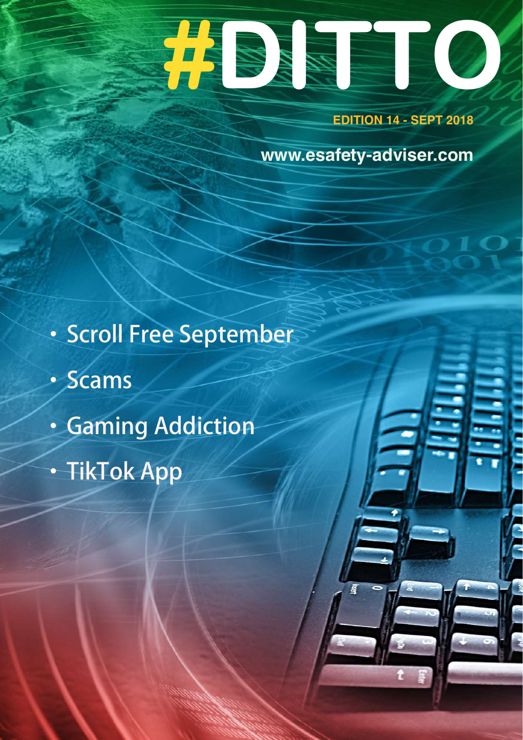# #DITTO

**EDITION 14 - SEPT 2018**

**www.esafety-adviser.com**

- Scroll Free September
- Scams
- Gaming Addiction
- TikTok App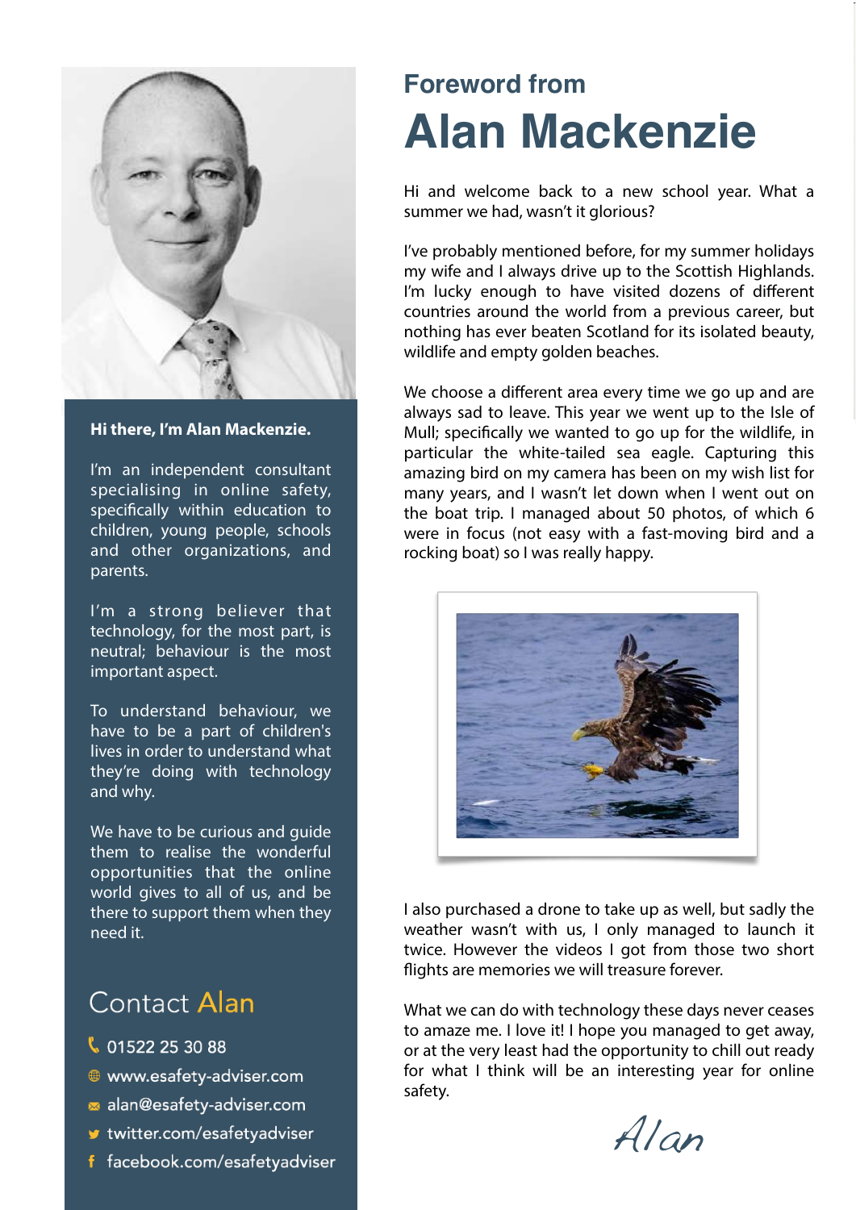# Foreword from Alan Mackenzie

Hi and welcome back to a new school year. What a summer we had, wasn't it glorious?

I've probably mentioned before, for my summer holidays my wife and I always drive up to the Scottish Highlands. I'm lucky enough to have visited dozens of different countries around the world from a previous career, but nothing has ever beaten Scotland for its isolated beauty, wildlife and empty golden beaches.

We choose a different area every time we go up and are always sad to leave. This year we went up to the Isle of Mull; specifically we wanted to go up for the wildlife, in particular the white-tailed sea eagle. Capturing this amazing bird on my camera has been on my wish list for many years, and I wasn't let down when I went out on the boat trip. I managed about 50 photos, of which 6 were in focus (not easy with a fast-moving bird and a rocking boat) so I was really happy.

I also purchased a drone to take up as well, but sadly the weather wasn't with us, I only managed to launch it twice. However the videos I got from those two short flights are memories we will treasure forever.

What we can do with technology these days never ceases to amaze me. I love it! I hope you managed to get away, or at the very least had the opportunity to chill out ready for what I think will be an interesting year for online safety.

*Alan*

**Hi there, I'm Alan Mackenzie.**

I'm an independent consultant specialising in online safety, specifically within education to children, young people, schools and other organizations, and parents.

I'm a strong believer that technology, for the most part, is neutral; behaviour is the most important aspect.

To understand behaviour, we have to be a part of children's lives in order to understand what they're doing with technology and why.

We have to be curious and guide them to realise the wonderful opportunities that the online world gives to all of us, and be there to support them when they need it.

## Contact Alan

- 01522 25 30 88
- www.esafety-adviser.com
- alan@esafety-adviser.com
- twitter.com/esafetyadviser
- facebook.com/esafetyadviser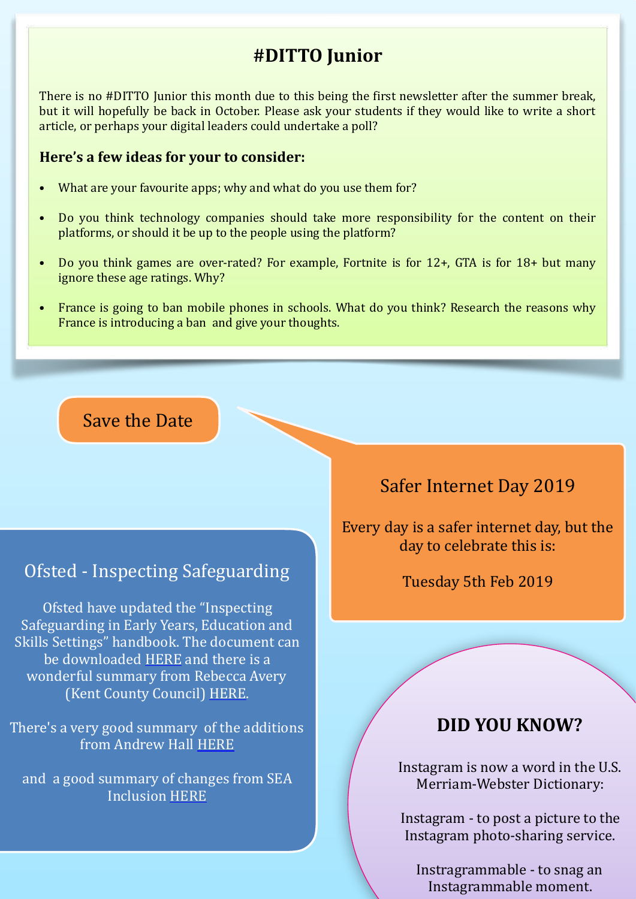## #DITTO Junior

There is no #DITTO Junior this month due to this being the first newsletter after the summer break, but it will hopefully be back in October. Please ask your students if they would like to write a short article, or perhaps your digital leaders could undertake a poll?

**Here's a few ideas for your to consider:**

- What are your favourite apps; why and what do you use them for?
- Do you think technology companies should take more responsibility for the content on their platforms, or should it be up to the people using the platform?
- Do you think games are over-rated? For example, Fortnite is for 12+, GTA is for 18+ but many ignore these age ratings. Why?
- France is going to ban mobile phones in schools. What do you think? Research the reasons why France is introducing a ban and give your thoughts.

Save the Date

## Safer Internet Day 2019

Every day is a safer internet day, but the day to celebrate this is:

Tuesday 5th Feb 2019

## Ofsted - Inspecting Safeguarding

Ofsted have updated the "Inspecting Safeguarding in Early Years, Education and Skills Settings" handbook. The document can be downloaded HERE and there is a wonderful summary from Rebecca Avery (Kent County Council) HERE.

There's a very good summary of the additions from Andrew Hall HERE

and a good summary of changes from SEA Inclusion HERE

## DID YOU KNOW?

Instagram is now a word in the U.S. Merriam-Webster Dictionary:

Instagram - to post a picture to the Instagram photo-sharing service.

Instragrammable - to snag an Instagrammable moment.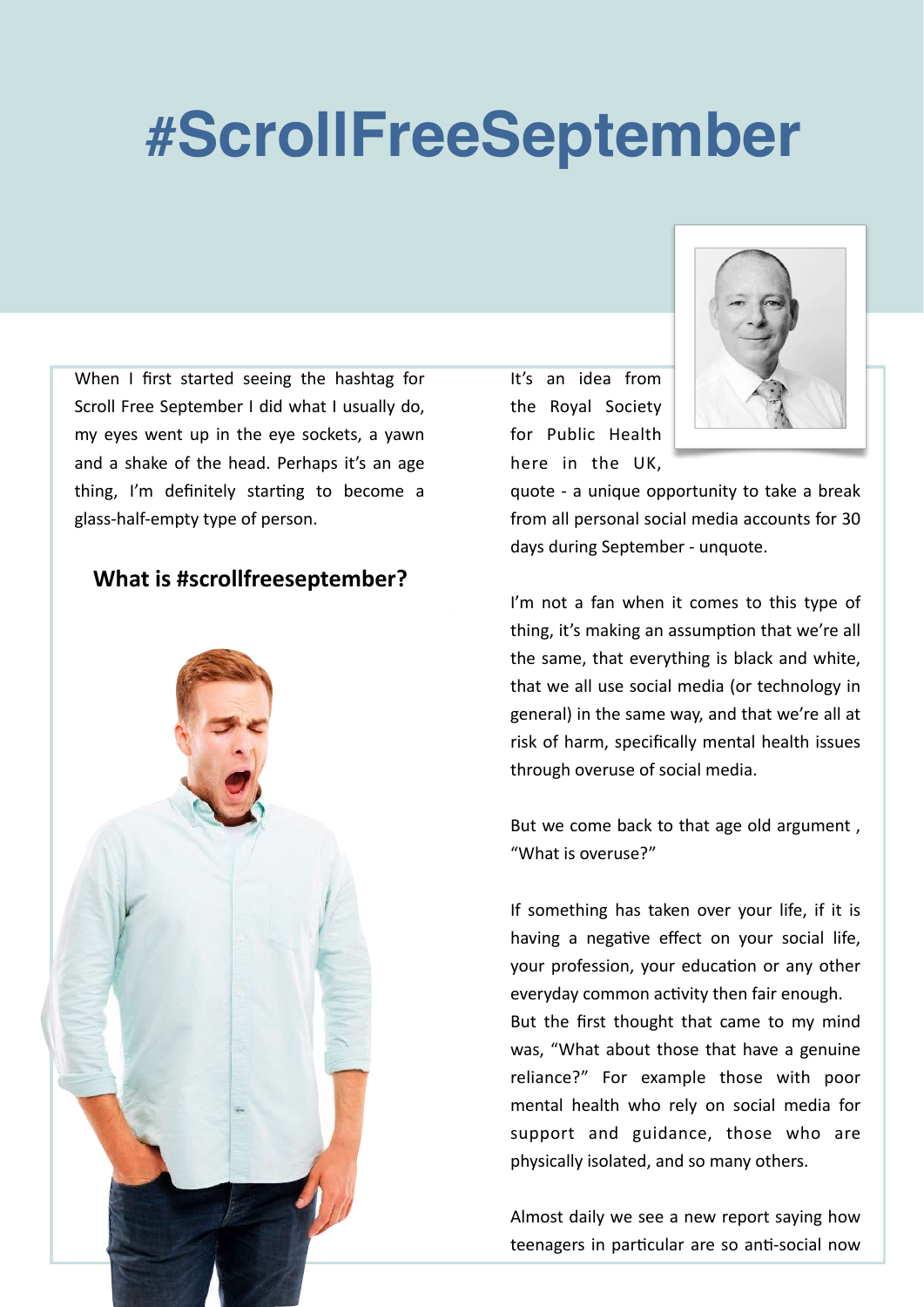# #ScrollFreeSeptember

When I first started seeing the hashtag for Scroll Free September I did what I usually do, my eyes went up in the eye sockets, a yawn and a shake of the head. Perhaps it's an age thing, I'm definitely starting to become a glass-half-empty type of person.

## What is #scrollfreeseptember?

It's an idea from the Royal Society for Public Health here in the UK, quote - a unique opportunity to take a break from all personal social media accounts for 30 days during September - unquote.

I'm not a fan when it comes to this type of thing, it's making an assumption that we're all the same, that everything is black and white, that we all use social media (or technology in general) in the same way, and that we're all at risk of harm, specifically mental health issues through overuse of social media.

But we come back to that age old argument , "What is overuse?"

If something has taken over your life, if it is having a negative effect on your social life, your profession, your education or any other everyday common activity then fair enough.
But the first thought that came to my mind was, "What about those that have a genuine reliance?" For example those with poor mental health who rely on social media for support and guidance, those who are physically isolated, and so many others.

Almost daily we see a new report saying how teenagers in particular are so anti-social now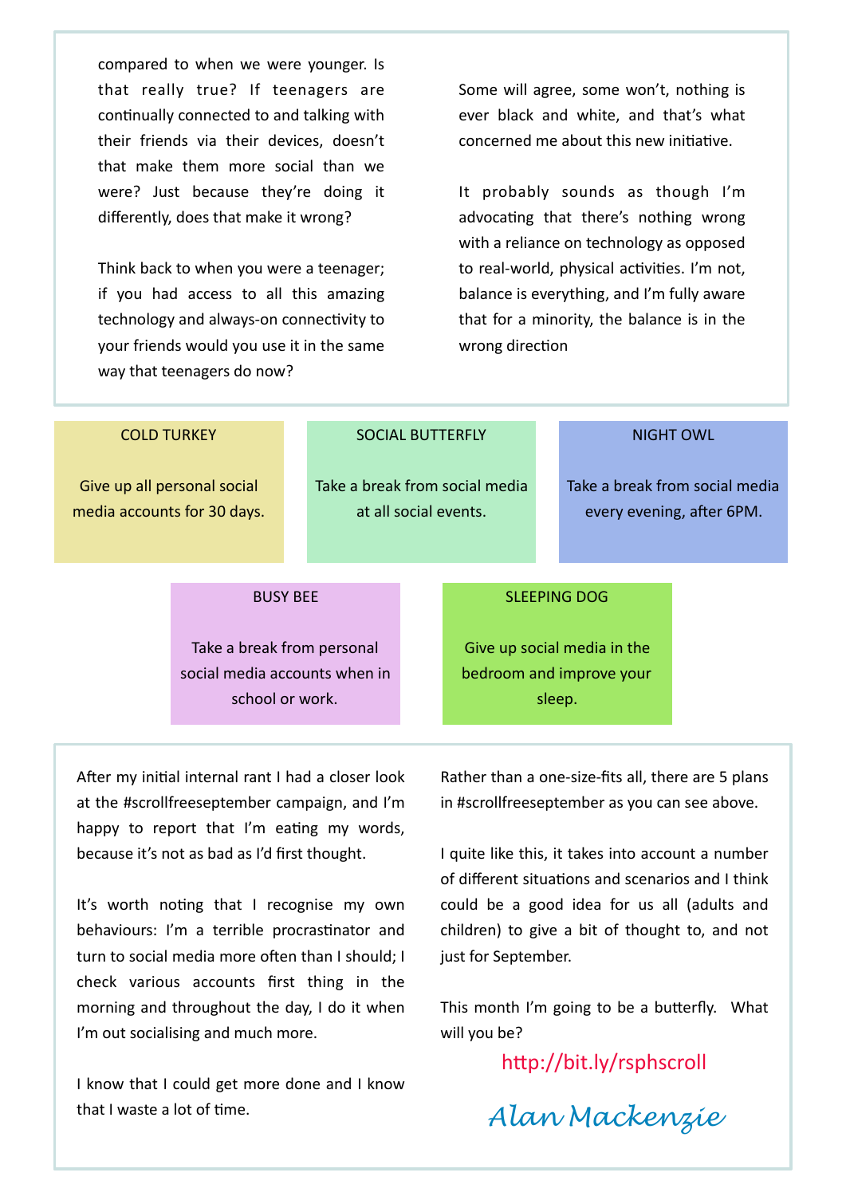compared to when we were younger. Is that really true? If teenagers are continually connected to and talking with their friends via their devices, doesn't that make them more social than we were? Just because they're doing it differently, does that make it wrong?

Think back to when you were a teenager; if you had access to all this amazing technology and always-on connectivity to your friends would you use it in the same way that teenagers do now?

Some will agree, some won't, nothing is ever black and white, and that's what concerned me about this new initiative.

It probably sounds as though I'm advocating that there's nothing wrong with a reliance on technology as opposed to real-world, physical activities. I'm not, balance is everything, and I'm fully aware that for a minority, the balance is in the wrong direction

**COLD TURKEY**

Give up all personal social media accounts for 30 days.

**SOCIAL BUTTERFLY**

Take a break from social media at all social events.

**NIGHT OWL**

Take a break from social media every evening, after 6PM.

**BUSY BEE**

Take a break from personal social media accounts when in school or work.

**SLEEPING DOG**

Give up social media in the bedroom and improve your sleep.

After my initial internal rant I had a closer look at the #scrollfreeseptember campaign, and I'm happy to report that I'm eating my words, because it's not as bad as I'd first thought.

It's worth noting that I recognise my own behaviours: I'm a terrible procrastinator and turn to social media more often than I should; I check various accounts first thing in the morning and throughout the day, I do it when I'm out socialising and much more.

I know that I could get more done and I know that I waste a lot of time.

Rather than a one-size-fits all, there are 5 plans in #scrollfreeseptember as you can see above.

I quite like this, it takes into account a number of different situations and scenarios and I think could be a good idea for us all (adults and children) to give a bit of thought to, and not just for September.

This month I'm going to be a butterfly. What will you be?

http://bit.ly/rsphscroll

*Alan Mackenzie*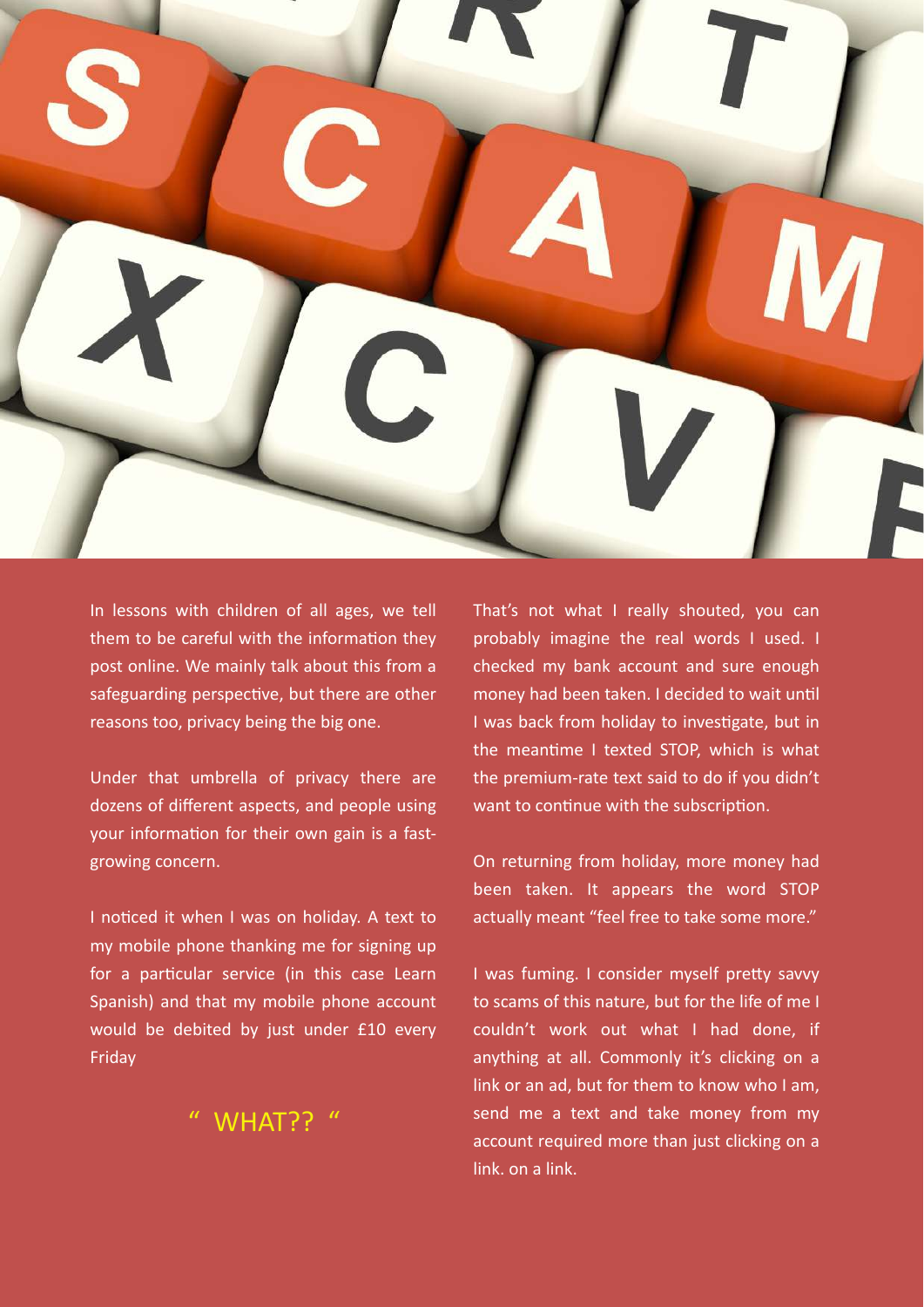In lessons with children of all ages, we tell them to be careful with the information they post online. We mainly talk about this from a safeguarding perspective, but there are other reasons too, privacy being the big one.

Under that umbrella of privacy there are dozens of different aspects, and people using your information for their own gain is a fast-growing concern.

I noticed it when I was on holiday. A text to my mobile phone thanking me for signing up for a particular service (in this case Learn Spanish) and that my mobile phone account would be debited by just under £10 every Friday

" WHAT?? "

That's not what I really shouted, you can probably imagine the real words I used. I checked my bank account and sure enough money had been taken. I decided to wait until I was back from holiday to investigate, but in the meantime I texted STOP, which is what the premium-rate text said to do if you didn't want to continue with the subscription.

On returning from holiday, more money had been taken. It appears the word STOP actually meant "feel free to take some more."

I was fuming. I consider myself pretty savvy to scams of this nature, but for the life of me I couldn't work out what I had done, if anything at all. Commonly it's clicking on a link or an ad, but for them to know who I am, send me a text and take money from my account required more than just clicking on a link. on a link.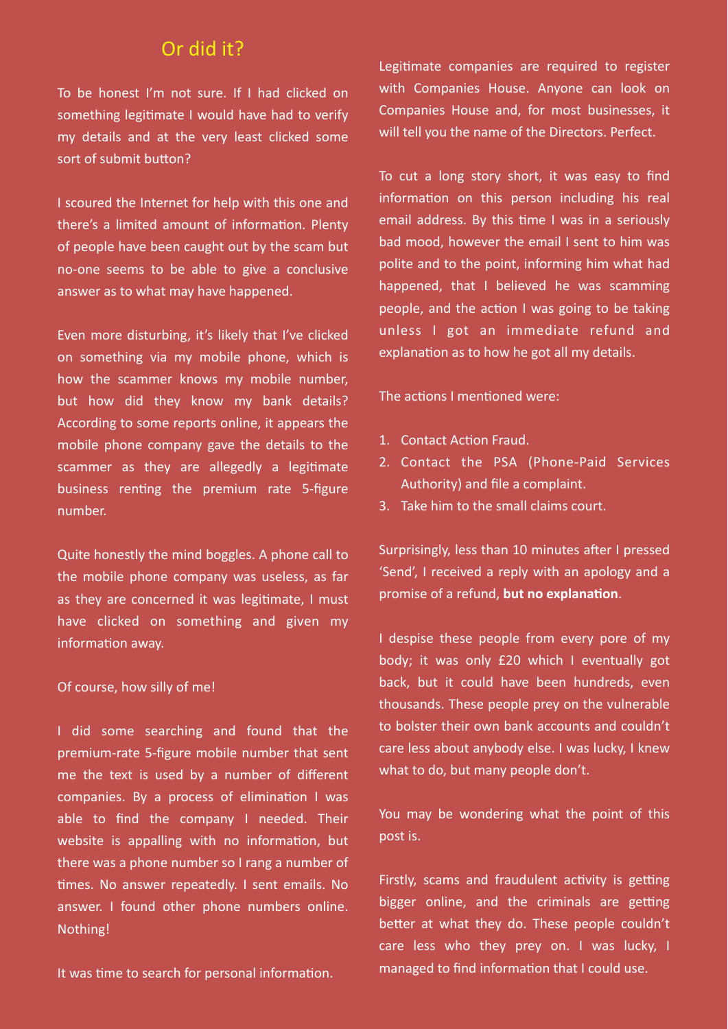## Or did it?

To be honest I'm not sure. If I had clicked on something legitimate I would have had to verify my details and at the very least clicked some sort of submit button?

I scoured the Internet for help with this one and there's a limited amount of information. Plenty of people have been caught out by the scam but no-one seems to be able to give a conclusive answer as to what may have happened.

Even more disturbing, it's likely that I've clicked on something via my mobile phone, which is how the scammer knows my mobile number, but how did they know my bank details? According to some reports online, it appears the mobile phone company gave the details to the scammer as they are allegedly a legitimate business renting the premium rate 5-figure number.

Quite honestly the mind boggles. A phone call to the mobile phone company was useless, as far as they are concerned it was legitimate, I must have clicked on something and given my information away.

Of course, how silly of me!

I did some searching and found that the premium-rate 5-figure mobile number that sent me the text is used by a number of different companies. By a process of elimination I was able to find the company I needed. Their website is appalling with no information, but there was a phone number so I rang a number of times. No answer repeatedly. I sent emails. No answer. I found other phone numbers online. Nothing!

It was time to search for personal information.

Legitimate companies are required to register with Companies House. Anyone can look on Companies House and, for most businesses, it will tell you the name of the Directors. Perfect.

To cut a long story short, it was easy to find information on this person including his real email address. By this time I was in a seriously bad mood, however the email I sent to him was polite and to the point, informing him what had happened, that I believed he was scamming people, and the action I was going to be taking unless I got an immediate refund and explanation as to how he got all my details.

The actions I mentioned were:

1. Contact Action Fraud.
2. Contact the PSA (Phone-Paid Services Authority) and file a complaint.
3. Take him to the small claims court.

Surprisingly, less than 10 minutes after I pressed 'Send', I received a reply with an apology and a promise of a refund, **but no explanation**.

I despise these people from every pore of my body; it was only £20 which I eventually got back, but it could have been hundreds, even thousands. These people prey on the vulnerable to bolster their own bank accounts and couldn't care less about anybody else. I was lucky, I knew what to do, but many people don't.

You may be wondering what the point of this post is.

Firstly, scams and fraudulent activity is getting bigger online, and the criminals are getting better at what they do. These people couldn't care less who they prey on. I was lucky, I managed to find information that I could use.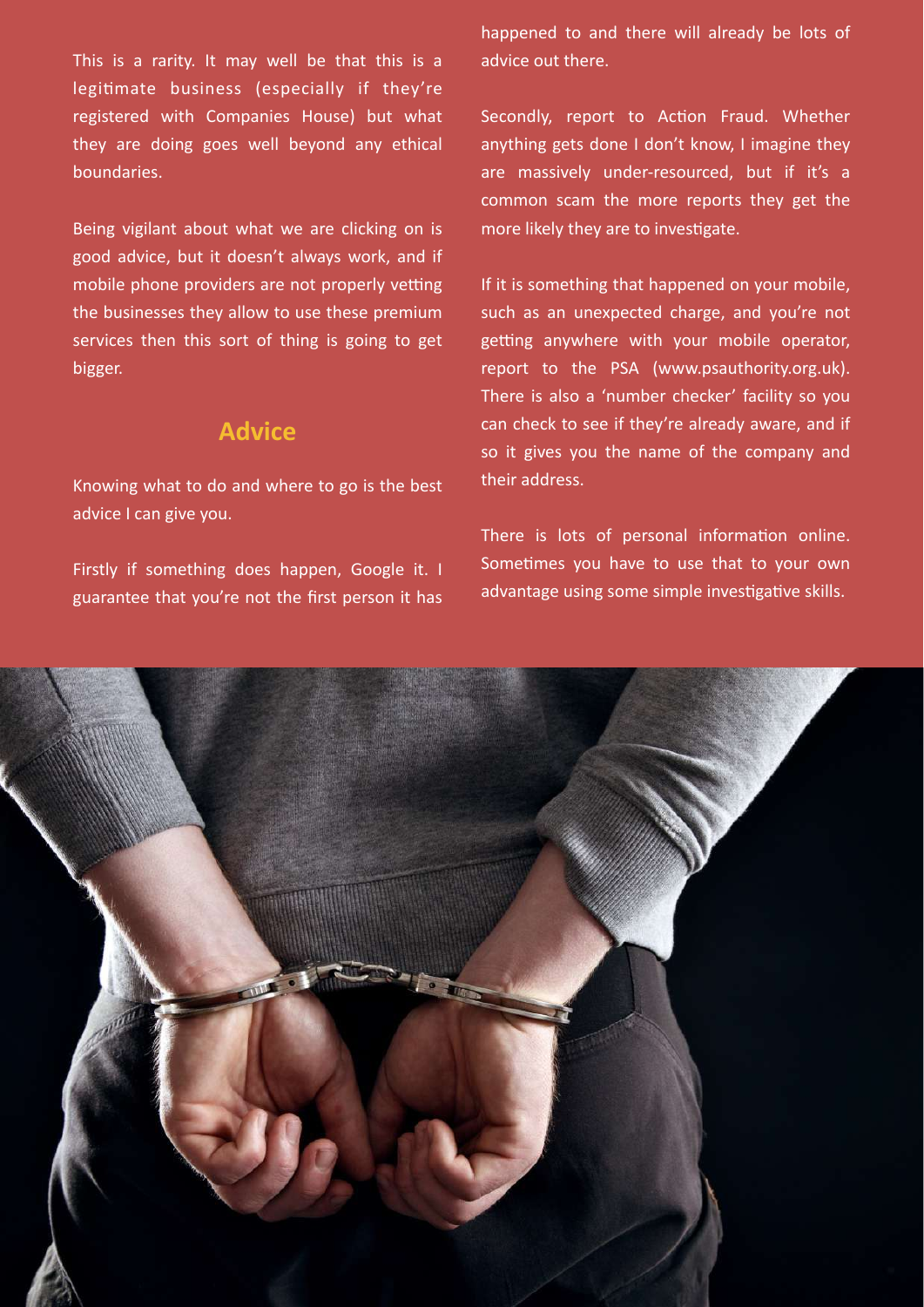This is a rarity. It may well be that this is a legitimate business (especially if they're registered with Companies House) but what they are doing goes well beyond any ethical boundaries.

Being vigilant about what we are clicking on is good advice, but it doesn't always work, and if mobile phone providers are not properly vetting the businesses they allow to use these premium services then this sort of thing is going to get bigger.

## Advice

Knowing what to do and where to go is the best advice I can give you.

Firstly if something does happen, Google it. I guarantee that you're not the first person it has happened to and there will already be lots of advice out there.

Secondly, report to Action Fraud. Whether anything gets done I don't know, I imagine they are massively under-resourced, but if it's a common scam the more reports they get the more likely they are to investigate.

If it is something that happened on your mobile, such as an unexpected charge, and you're not getting anywhere with your mobile operator, report to the PSA (www.psauthority.org.uk). There is also a 'number checker' facility so you can check to see if they're already aware, and if so it gives you the name of the company and their address.

There is lots of personal information online. Sometimes you have to use that to your own advantage using some simple investigative skills.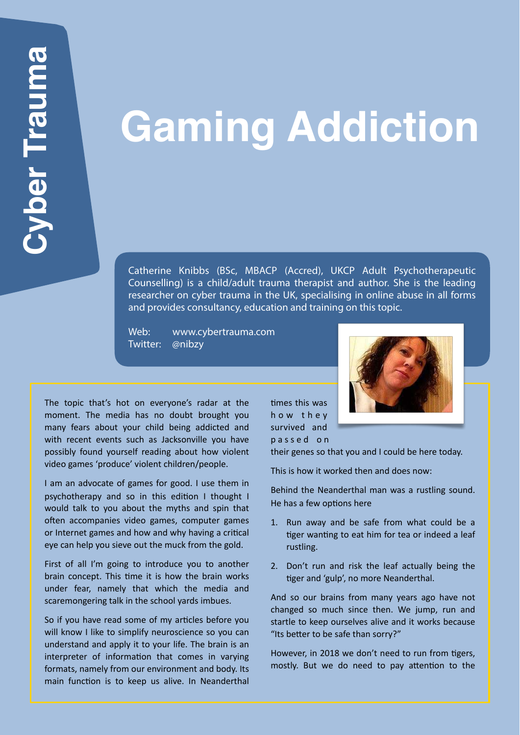Cyber Trauma

# Gaming Addiction

Catherine Knibbs (BSc, MBACP (Accred), UKCP Adult Psychotherapeutic Counselling) is a child/adult trauma therapist and author. She is the leading researcher on cyber trauma in the UK, specialising in online abuse in all forms and provides consultancy, education and training on this topic.

Web: www.cybertrauma.com
Twitter: @nibzy

The topic that's hot on everyone's radar at the moment. The media has no doubt brought you many fears about your child being addicted and with recent events such as Jacksonville you have possibly found yourself reading about how violent video games 'produce' violent children/people.

I am an advocate of games for good. I use them in psychotherapy and so in this edition I thought I would talk to you about the myths and spin that often accompanies video games, computer games or Internet games and how and why having a critical eye can help you sieve out the muck from the gold.

First of all I'm going to introduce you to another brain concept. This time it is how the brain works under fear, namely that which the media and scaremongering talk in the school yards imbues.

So if you have read some of my articles before you will know I like to simplify neuroscience so you can understand and apply it to your life. The brain is an interpreter of information that comes in varying formats, namely from our environment and body. Its main function is to keep us alive. In Neanderthal times this was how they survived and passed on their genes so that you and I could be here today.

This is how it worked then and does now:

Behind the Neanderthal man was a rustling sound. He has a few options here

1. Run away and be safe from what could be a tiger wanting to eat him for tea or indeed a leaf rustling.
2. Don't run and risk the leaf actually being the tiger and 'gulp', no more Neanderthal.

And so our brains from many years ago have not changed so much since then. We jump, run and startle to keep ourselves alive and it works because "Its better to be safe than sorry?"

However, in 2018 we don't need to run from tigers, mostly. But we do need to pay attention to the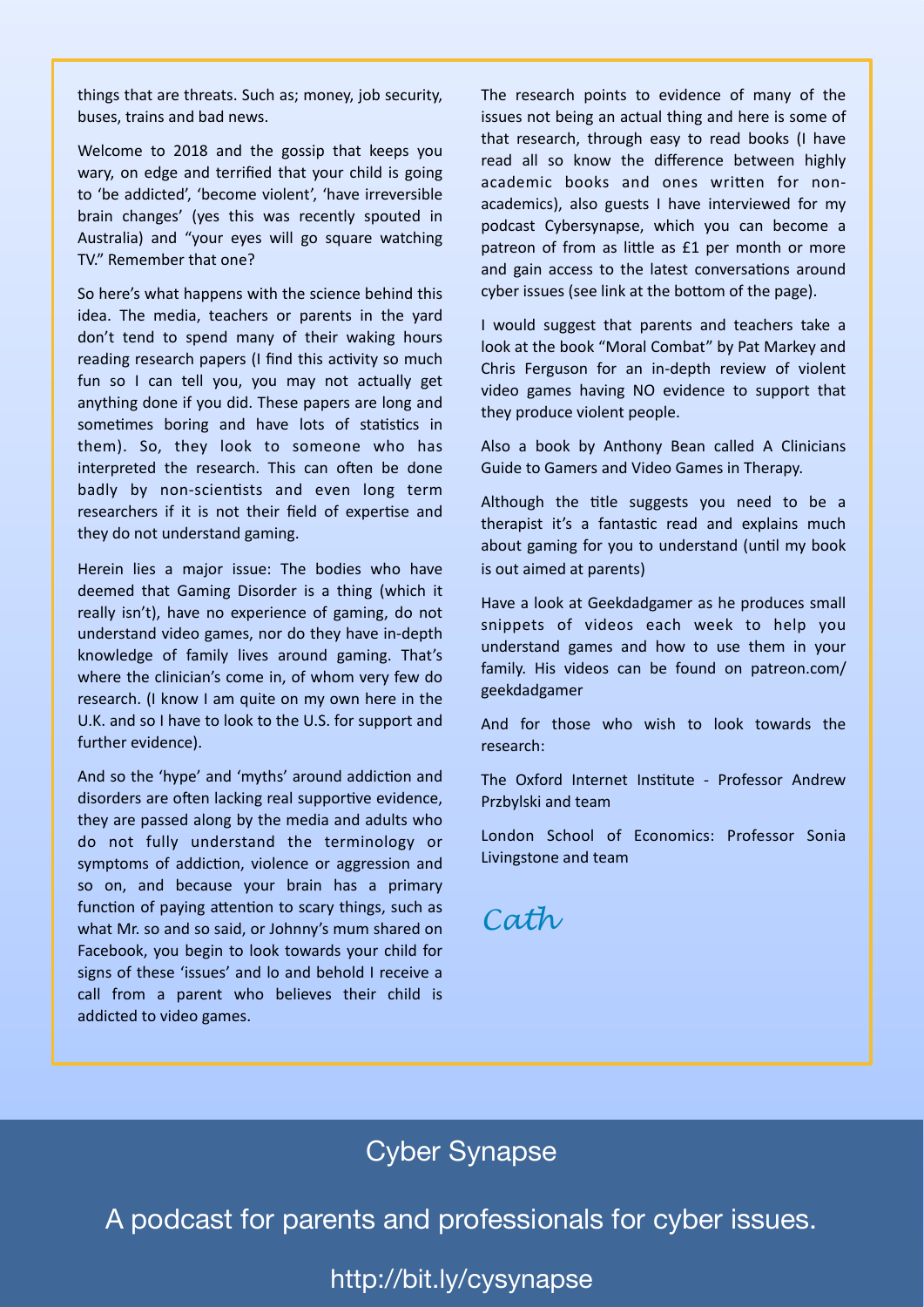things that are threats. Such as; money, job security, buses, trains and bad news.

Welcome to 2018 and the gossip that keeps you wary, on edge and terrified that your child is going to 'be addicted', 'become violent', 'have irreversible brain changes' (yes this was recently spouted in Australia) and "your eyes will go square watching TV." Remember that one?

So here's what happens with the science behind this idea. The media, teachers or parents in the yard don't tend to spend many of their waking hours reading research papers (I find this activity so much fun so I can tell you, you may not actually get anything done if you did. These papers are long and sometimes boring and have lots of statistics in them). So, they look to someone who has interpreted the research. This can often be done badly by non-scientists and even long term researchers if it is not their field of expertise and they do not understand gaming.

Herein lies a major issue: The bodies who have deemed that Gaming Disorder is a thing (which it really isn't), have no experience of gaming, do not understand video games, nor do they have in-depth knowledge of family lives around gaming. That's where the clinician's come in, of whom very few do research. (I know I am quite on my own here in the U.K. and so I have to look to the U.S. for support and further evidence).

And so the 'hype' and 'myths' around addiction and disorders are often lacking real supportive evidence, they are passed along by the media and adults who do not fully understand the terminology or symptoms of addiction, violence or aggression and so on, and because your brain has a primary function of paying attention to scary things, such as what Mr. so and so said, or Johnny's mum shared on Facebook, you begin to look towards your child for signs of these 'issues' and lo and behold I receive a call from a parent who believes their child is addicted to video games.

The research points to evidence of many of the issues not being an actual thing and here is some of that research, through easy to read books (I have read all so know the difference between highly academic books and ones written for non-academics), also guests I have interviewed for my podcast Cybersynapse, which you can become a patreon of from as little as £1 per month or more and gain access to the latest conversations around cyber issues (see link at the bottom of the page).

I would suggest that parents and teachers take a look at the book "Moral Combat" by Pat Markey and Chris Ferguson for an in-depth review of violent video games having NO evidence to support that they produce violent people.

Also a book by Anthony Bean called A Clinicians Guide to Gamers and Video Games in Therapy.

Although the title suggests you need to be a therapist it's a fantastic read and explains much about gaming for you to understand (until my book is out aimed at parents)

Have a look at Geekdadgamer as he produces small snippets of videos each week to help you understand games and how to use them in your family. His videos can be found on patreon.com/geekdadgamer

And for those who wish to look towards the research:

The Oxford Internet Institute - Professor Andrew Przbylski and team

London School of Economics: Professor Sonia Livingstone and team

*Cath*

Cyber Synapse

A podcast for parents and professionals for cyber issues.

http://bit.ly/cysynapse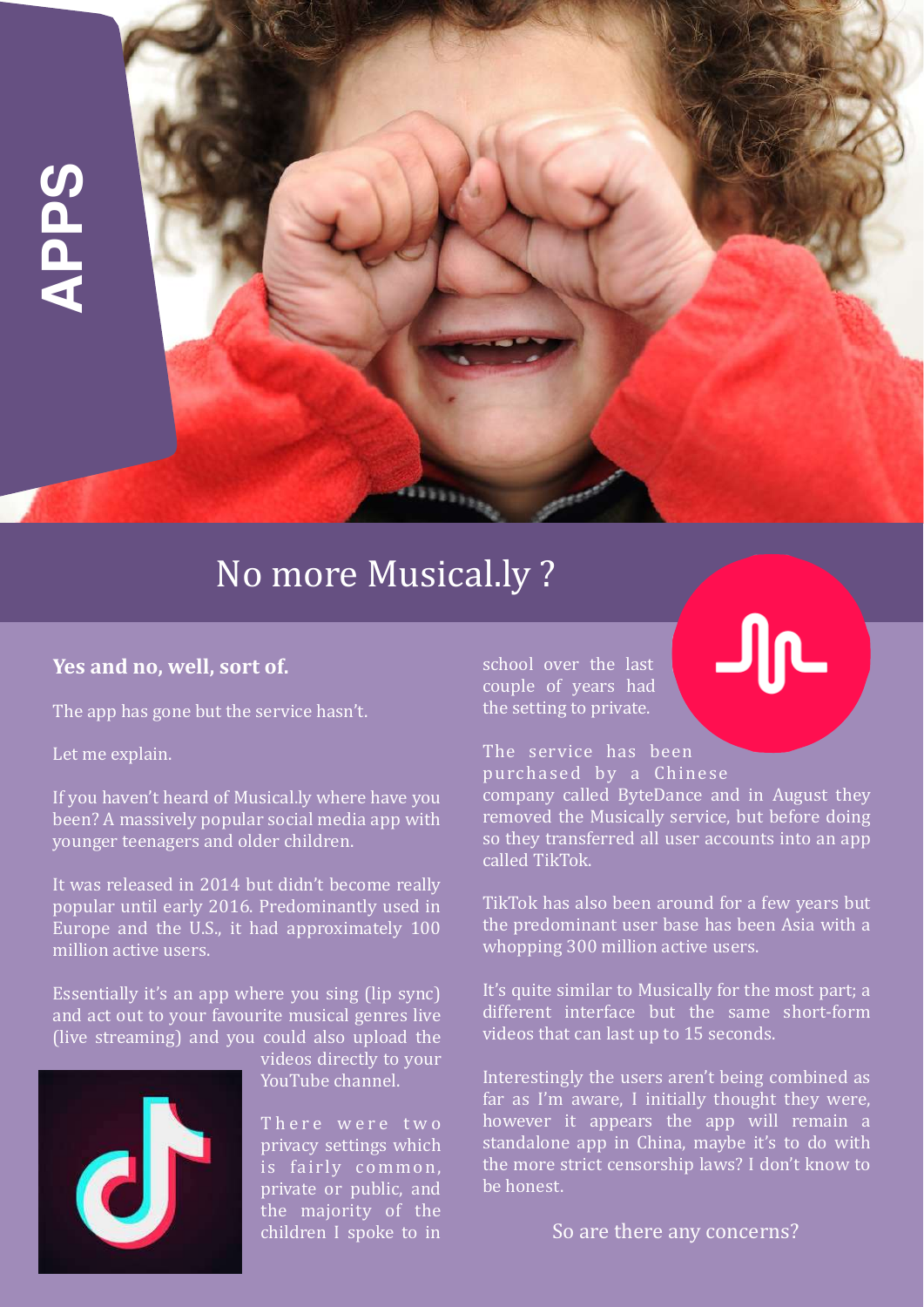APPS

# No more Musical.ly ?

**Yes and no, well, sort of.**

The app has gone but the service hasn't.

Let me explain.

If you haven't heard of Musical.ly where have you been? A massively popular social media app with younger teenagers and older children.

It was released in 2014 but didn't become really popular until early 2016. Predominantly used in Europe and the U.S., it had approximately 100 million active users.

Essentially it's an app where you sing (lip sync) and act out to your favourite musical genres live (live streaming) and you could also upload the videos directly to your YouTube channel.

There were two privacy settings which is fairly common, private or public, and the majority of the children I spoke to in school over the last couple of years had the setting to private.

The service has been purchased by a Chinese company called ByteDance and in August they removed the Musically service, but before doing so they transferred all user accounts into an app called TikTok.

TikTok has also been around for a few years but the predominant user base has been Asia with a whopping 300 million active users.

It's quite similar to Musically for the most part; a different interface but the same short-form videos that can last up to 15 seconds.

Interestingly the users aren't being combined as far as I'm aware, I initially thought they were, however it appears the app will remain a standalone app in China, maybe it's to do with the more strict censorship laws? I don't know to be honest.

So are there any concerns?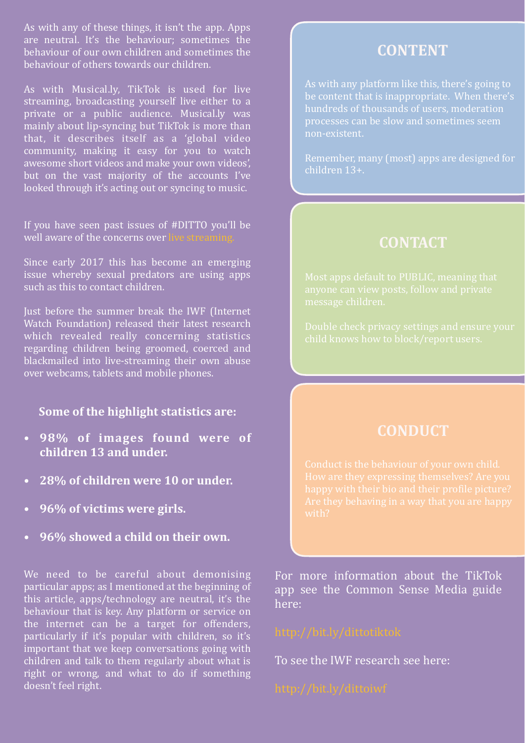As with any of these things, it isn't the app. Apps are neutral. It's the behaviour; sometimes the behaviour of our own children and sometimes the behaviour of others towards our children.

As with Musical.ly, TikTok is used for live streaming, broadcasting yourself live either to a private or a public audience. Musical.ly was mainly about lip-syncing but TikTok is more than that, it describes itself as a 'global video community, making it easy for you to watch awesome short videos and make your own videos', but on the vast majority of the accounts I've looked through it's acting out or syncing to music.

If you have seen past issues of #DITTO you'll be well aware of the concerns over live streaming.

Since early 2017 this has become an emerging issue whereby sexual predators are using apps such as this to contact children.

Just before the summer break the IWF (Internet Watch Foundation) released their latest research which revealed really concerning statistics regarding children being groomed, coerced and blackmailed into live-streaming their own abuse over webcams, tablets and mobile phones.

**Some of the highlight statistics are:**

- **98% of images found were of children 13 and under.**
- **28% of children were 10 or under.**
- **96% of victims were girls.**
- **96% showed a child on their own.**

We need to be careful about demonising particular apps; as I mentioned at the beginning of this article, apps/technology are neutral, it's the behaviour that is key. Any platform or service on the internet can be a target for offenders, particularly if it's popular with children, so it's important that we keep conversations going with children and talk to them regularly about what is right or wrong, and what to do if something doesn't feel right.

## CONTENT

As with any platform like this, there's going to be content that is inappropriate. When there's hundreds of thousands of users, moderation processes can be slow and sometimes seem non-existent.

Remember, many (most) apps are designed for children 13+.

## CONTACT

Most apps default to PUBLIC, meaning that anyone can view posts, follow and private message children.

Double check privacy settings and ensure your child knows how to block/report users.

## CONDUCT

Conduct is the behaviour of your own child. How are they expressing themselves? Are you happy with their bio and their profile picture? Are they behaving in a way that you are happy with?

For more information about the TikTok app see the Common Sense Media guide here:

http://bit.ly/dittotiktok

To see the IWF research see here:

http://bit.ly/dittoiwf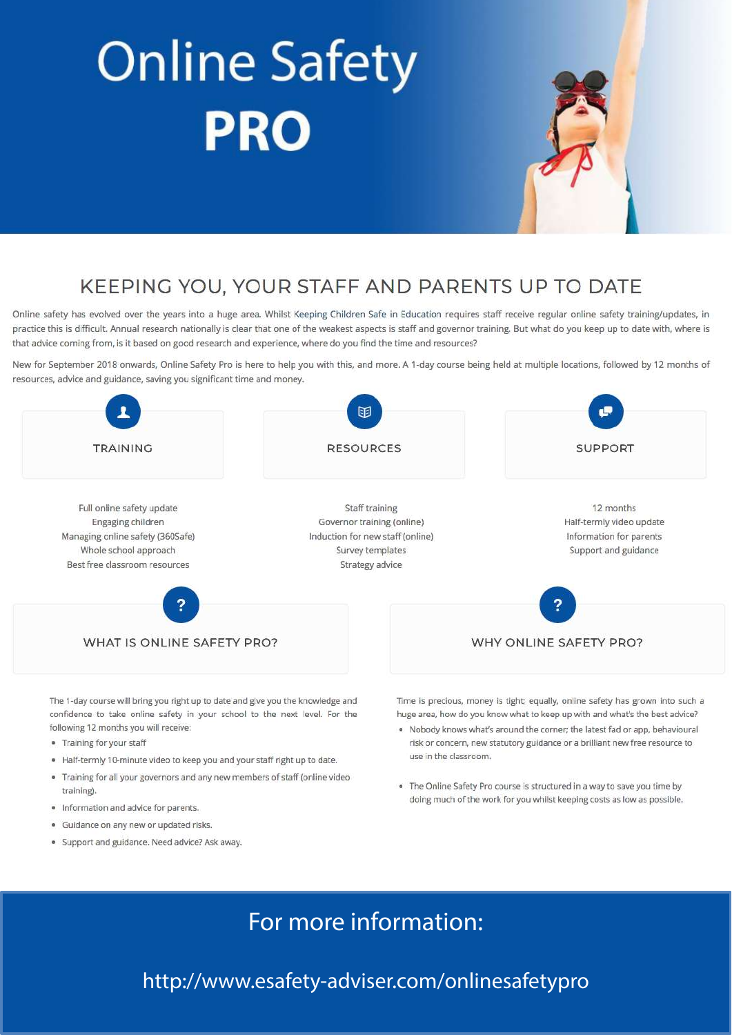# Online Safety PRO

## KEEPING YOU, YOUR STAFF AND PARENTS UP TO DATE

Online safety has evolved over the years into a huge area. Whilst Keeping Children Safe in Education requires staff receive regular online safety training/updates, in practice this is difficult. Annual research nationally is clear that one of the weakest aspects is staff and governor training. But what do you keep up to date with, where is that advice coming from, is it based on good research and experience, where do you find the time and resources?

New for September 2018 onwards, Online Safety Pro is here to help you with this, and more. A 1-day course being held at multiple locations, followed by 12 months of resources, advice and guidance, saving you significant time and money.

### TRAINING

Full online safety update
Engaging children
Managing online safety (360Safe)
Whole school approach
Best free classroom resources

### RESOURCES

Staff training
Governor training (online)
Induction for new staff (online)
Survey templates
Strategy advice

### SUPPORT

12 months
Half-termly video update
Information for parents
Support and guidance

### WHAT IS ONLINE SAFETY PRO?

The 1-day course will bring you right up to date and give you the knowledge and confidence to take online safety in your school to the next level. For the following 12 months you will receive:

- Training for your staff
- Half-termly 10-minute video to keep you and your staff right up to date.
- Training for all your governors and any new members of staff (online video training).
- Information and advice for parents.
- Guidance on any new or updated risks.
- Support and guidance. Need advice? Ask away.

### WHY ONLINE SAFETY PRO?

Time is precious, money is tight; equally, online safety has grown into such a huge area, how do you know what to keep up with and what's the best advice?

- Nobody knows what's around the corner; the latest fad or app, behavioural risk or concern, new statutory guidance or a brilliant new free resource to use in the classroom.
- The Online Safety Pro course is structured in a way to save you time by doing much of the work for you whilst keeping costs as low as possible.

For more information:

http://www.esafety-adviser.com/onlinesafetypro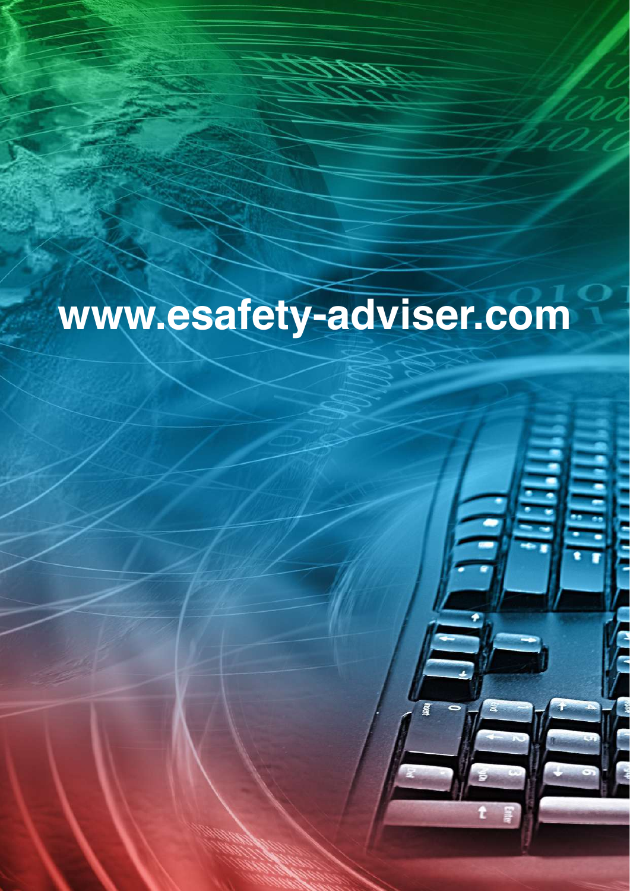www.esafety-adviser.com